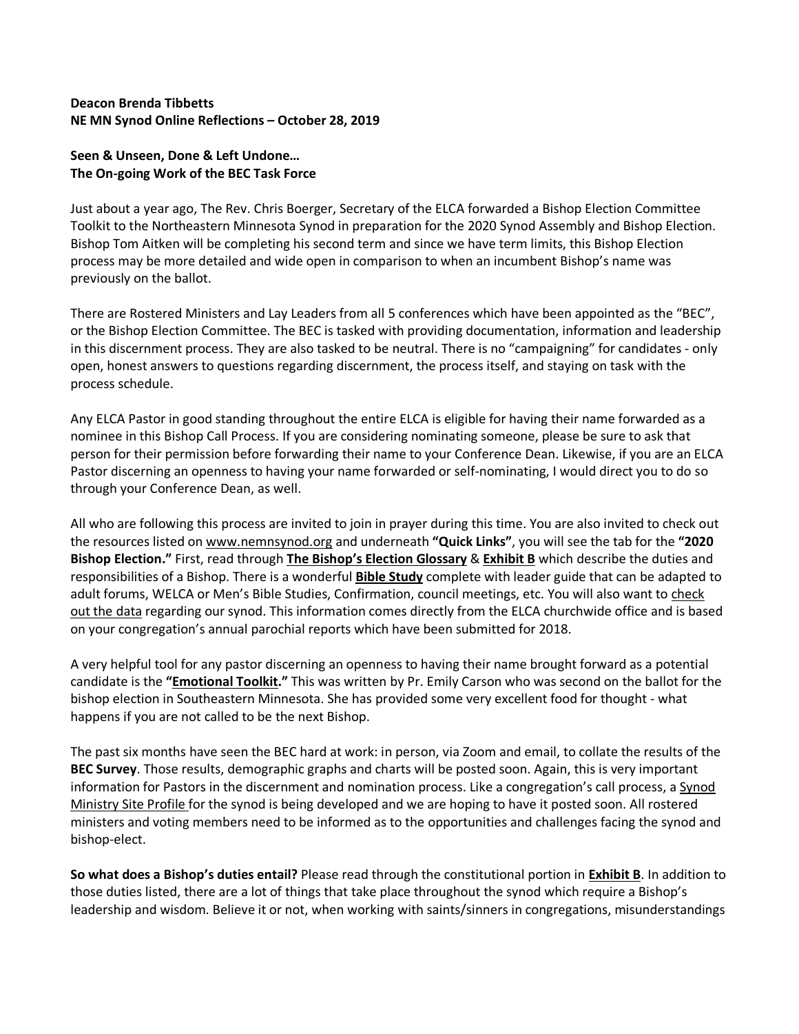**Deacon Brenda Tibbetts**
**NE MN Synod Online Reflections – October 28, 2019**

**Seen & Unseen, Done & Left Undone…**
**The On-going Work of the BEC Task Force**

Just about a year ago, The Rev. Chris Boerger, Secretary of the ELCA forwarded a Bishop Election Committee Toolkit to the Northeastern Minnesota Synod in preparation for the 2020 Synod Assembly and Bishop Election. Bishop Tom Aitken will be completing his second term and since we have term limits, this Bishop Election process may be more detailed and wide open in comparison to when an incumbent Bishop's name was previously on the ballot.

There are Rostered Ministers and Lay Leaders from all 5 conferences which have been appointed as the "BEC", or the Bishop Election Committee. The BEC is tasked with providing documentation, information and leadership in this discernment process. They are also tasked to be neutral. There is no "campaigning" for candidates - only open, honest answers to questions regarding discernment, the process itself, and staying on task with the process schedule.

Any ELCA Pastor in good standing throughout the entire ELCA is eligible for having their name forwarded as a nominee in this Bishop Call Process. If you are considering nominating someone, please be sure to ask that person for their permission before forwarding their name to your Conference Dean. Likewise, if you are an ELCA Pastor discerning an openness to having your name forwarded or self-nominating, I would direct you to do so through your Conference Dean, as well.

All who are following this process are invited to join in prayer during this time. You are also invited to check out the resources listed on www.nemnsynod.org and underneath **"Quick Links"**, you will see the tab for the **"2020 Bishop Election."** First, read through **The Bishop's Election Glossary** & **Exhibit B** which describe the duties and responsibilities of a Bishop. There is a wonderful **Bible Study** complete with leader guide that can be adapted to adult forums, WELCA or Men's Bible Studies, Confirmation, council meetings, etc. You will also want to check out the data regarding our synod. This information comes directly from the ELCA churchwide office and is based on your congregation's annual parochial reports which have been submitted for 2018.

A very helpful tool for any pastor discerning an openness to having their name brought forward as a potential candidate is the **"Emotional Toolkit."** This was written by Pr. Emily Carson who was second on the ballot for the bishop election in Southeastern Minnesota. She has provided some very excellent food for thought - what happens if you are not called to be the next Bishop.

The past six months have seen the BEC hard at work: in person, via Zoom and email, to collate the results of the **BEC Survey**. Those results, demographic graphs and charts will be posted soon. Again, this is very important information for Pastors in the discernment and nomination process. Like a congregation's call process, a Synod Ministry Site Profile for the synod is being developed and we are hoping to have it posted soon. All rostered ministers and voting members need to be informed as to the opportunities and challenges facing the synod and bishop-elect.

**So what does a Bishop's duties entail?** Please read through the constitutional portion in **Exhibit B**. In addition to those duties listed, there are a lot of things that take place throughout the synod which require a Bishop's leadership and wisdom. Believe it or not, when working with saints/sinners in congregations, misunderstandings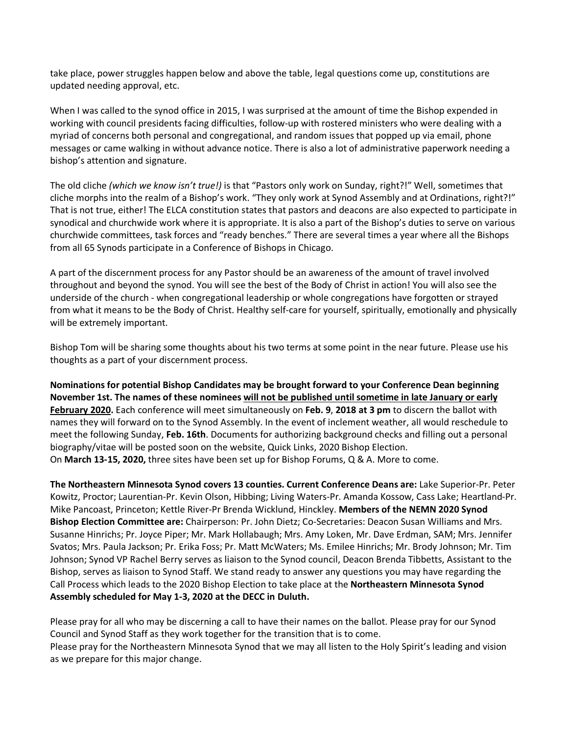take place, power struggles happen below and above the table, legal questions come up, constitutions are updated needing approval, etc.

When I was called to the synod office in 2015, I was surprised at the amount of time the Bishop expended in working with council presidents facing difficulties, follow-up with rostered ministers who were dealing with a myriad of concerns both personal and congregational, and random issues that popped up via email, phone messages or came walking in without advance notice. There is also a lot of administrative paperwork needing a bishop's attention and signature.

The old cliche *(which we know isn't true!)* is that "Pastors only work on Sunday, right?!" Well, sometimes that cliche morphs into the realm of a Bishop's work. "They only work at Synod Assembly and at Ordinations, right?!" That is not true, either! The ELCA constitution states that pastors and deacons are also expected to participate in synodical and churchwide work where it is appropriate. It is also a part of the Bishop's duties to serve on various churchwide committees, task forces and "ready benches." There are several times a year where all the Bishops from all 65 Synods participate in a Conference of Bishops in Chicago.

A part of the discernment process for any Pastor should be an awareness of the amount of travel involved throughout and beyond the synod. You will see the best of the Body of Christ in action! You will also see the underside of the church - when congregational leadership or whole congregations have forgotten or strayed from what it means to be the Body of Christ. Healthy self-care for yourself, spiritually, emotionally and physically will be extremely important.

Bishop Tom will be sharing some thoughts about his two terms at some point in the near future. Please use his thoughts as a part of your discernment process.

**Nominations for potential Bishop Candidates may be brought forward to your Conference Dean beginning November 1st. The names of these nominees <u>will not be published until sometime in late January or early February 2020</u>.** Each conference will meet simultaneously on **Feb. 9**, **2018 at 3 pm** to discern the ballot with names they will forward on to the Synod Assembly. In the event of inclement weather, all would reschedule to meet the following Sunday, **Feb. 16th**. Documents for authorizing background checks and filling out a personal biography/vitae will be posted soon on the website, Quick Links, 2020 Bishop Election.
On **March 13-15, 2020,** three sites have been set up for Bishop Forums, Q & A. More to come.

**The Northeastern Minnesota Synod covers 13 counties. Current Conference Deans are:** Lake Superior-Pr. Peter Kowitz, Proctor; Laurentian-Pr. Kevin Olson, Hibbing; Living Waters-Pr. Amanda Kossow, Cass Lake; Heartland-Pr. Mike Pancoast, Princeton; Kettle River-Pr Brenda Wicklund, Hinckley. **Members of the NEMN 2020 Synod Bishop Election Committee are:** Chairperson: Pr. John Dietz; Co-Secretaries: Deacon Susan Williams and Mrs. Susanne Hinrichs; Pr. Joyce Piper; Mr. Mark Hollabaugh; Mrs. Amy Loken, Mr. Dave Erdman, SAM; Mrs. Jennifer Svatos; Mrs. Paula Jackson; Pr. Erika Foss; Pr. Matt McWaters; Ms. Emilee Hinrichs; Mr. Brody Johnson; Mr. Tim Johnson; Synod VP Rachel Berry serves as liaison to the Synod council, Deacon Brenda Tibbetts, Assistant to the Bishop, serves as liaison to Synod Staff. We stand ready to answer any questions you may have regarding the Call Process which leads to the 2020 Bishop Election to take place at the **Northeastern Minnesota Synod Assembly scheduled for May 1-3, 2020 at the DECC in Duluth.**

Please pray for all who may be discerning a call to have their names on the ballot. Please pray for our Synod Council and Synod Staff as they work together for the transition that is to come.
Please pray for the Northeastern Minnesota Synod that we may all listen to the Holy Spirit's leading and vision as we prepare for this major change.